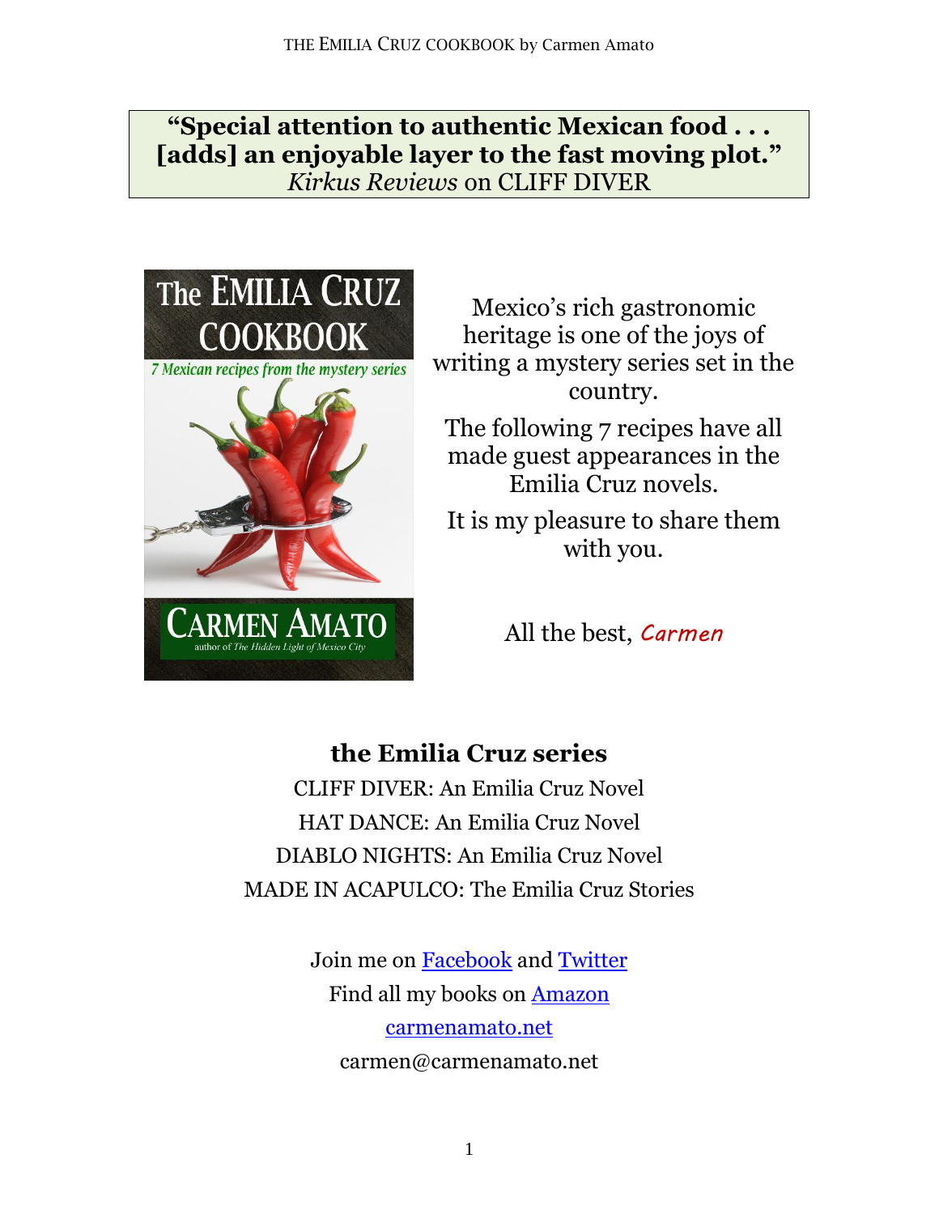**"Special attention to authentic Mexican food . . . [adds] an enjoyable layer to the fast moving plot."**
*Kirkus Reviews* on CLIFF DIVER

Mexico's rich gastronomic heritage is one of the joys of writing a mystery series set in the country.

The following 7 recipes have all made guest appearances in the Emilia Cruz novels.

It is my pleasure to share them with you.

All the best, *Carmen*

## the Emilia Cruz series

CLIFF DIVER: An Emilia Cruz Novel
HAT DANCE: An Emilia Cruz Novel
DIABLO NIGHTS: An Emilia Cruz Novel
MADE IN ACAPULCO: The Emilia Cruz Stories

Join me on Facebook and Twitter
Find all my books on Amazon
carmenamato.net
carmen@carmenamato.net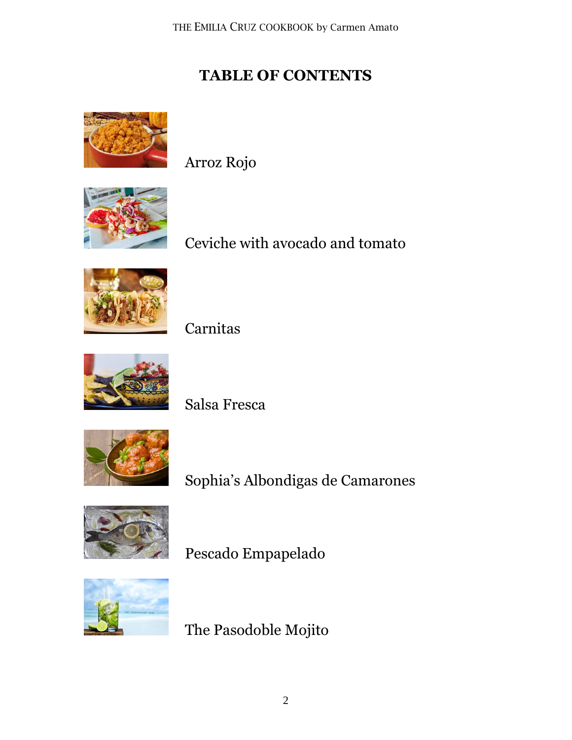# TABLE OF CONTENTS

Arroz Rojo

Ceviche with avocado and tomato

Carnitas

Salsa Fresca

Sophia's Albondigas de Camarones

Pescado Empapelado

The Pasodoble Mojito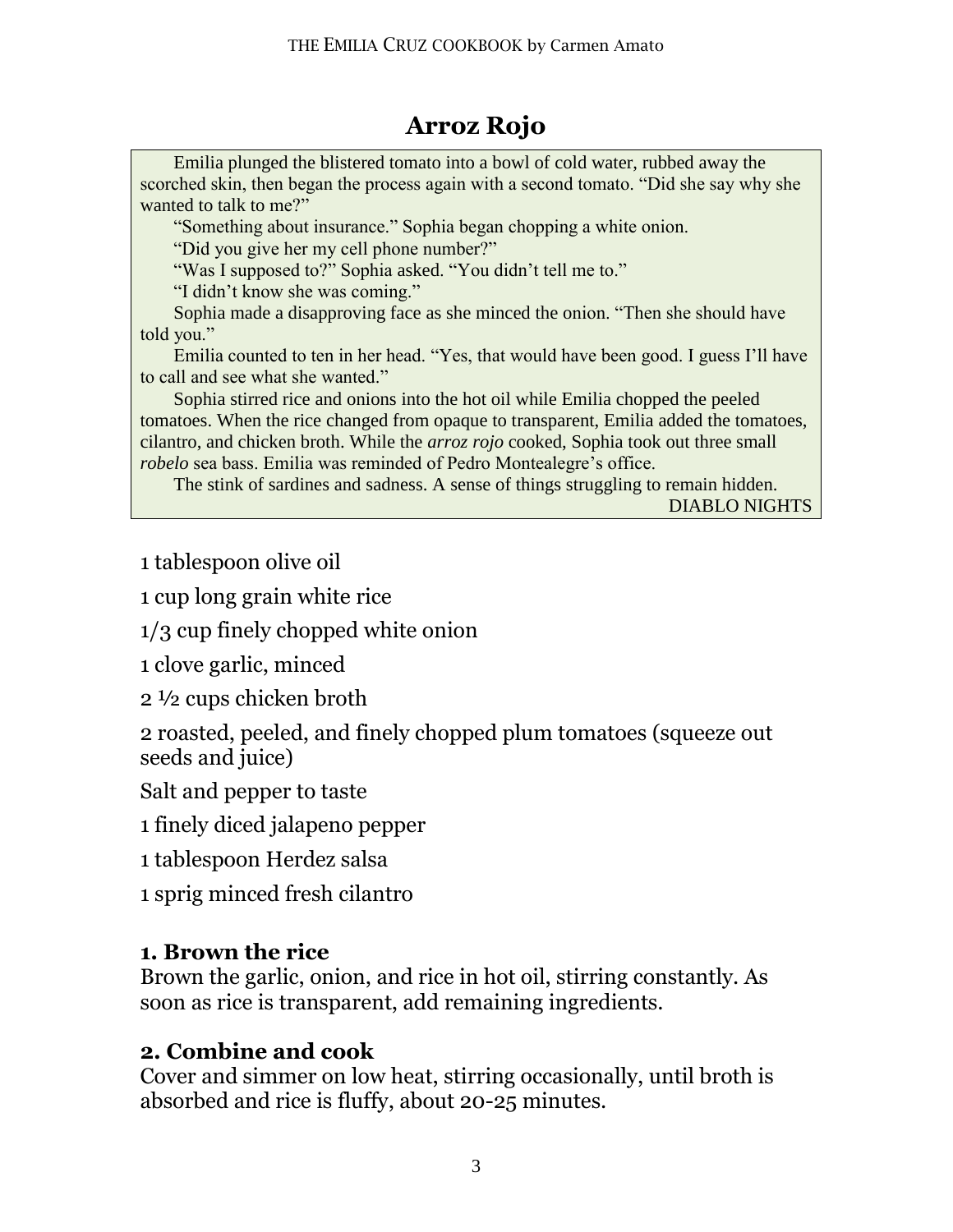# Arroz Rojo

> Emilia plunged the blistered tomato into a bowl of cold water, rubbed away the scorched skin, then began the process again with a second tomato. "Did she say why she wanted to talk to me?"
>
> "Something about insurance." Sophia began chopping a white onion.
>
> "Did you give her my cell phone number?"
>
> "Was I supposed to?" Sophia asked. "You didn't tell me to."
>
> "I didn't know she was coming."
>
> Sophia made a disapproving face as she minced the onion. "Then she should have told you."
>
> Emilia counted to ten in her head. "Yes, that would have been good. I guess I'll have to call and see what she wanted."
>
> Sophia stirred rice and onions into the hot oil while Emilia chopped the peeled tomatoes. When the rice changed from opaque to transparent, Emilia added the tomatoes, cilantro, and chicken broth. While the *arroz rojo* cooked, Sophia took out three small *robelo* sea bass. Emilia was reminded of Pedro Montealegre's office.
>
> The stink of sardines and sadness. A sense of things struggling to remain hidden.
>
> DIABLO NIGHTS

1 tablespoon olive oil

1 cup long grain white rice

1/3 cup finely chopped white onion

1 clove garlic, minced

2 ½ cups chicken broth

2 roasted, peeled, and finely chopped plum tomatoes (squeeze out seeds and juice)

Salt and pepper to taste

1 finely diced jalapeno pepper

1 tablespoon Herdez salsa

1 sprig minced fresh cilantro

**1. Brown the rice**
Brown the garlic, onion, and rice in hot oil, stirring constantly. As soon as rice is transparent, add remaining ingredients.

**2. Combine and cook**
Cover and simmer on low heat, stirring occasionally, until broth is absorbed and rice is fluffy, about 20-25 minutes.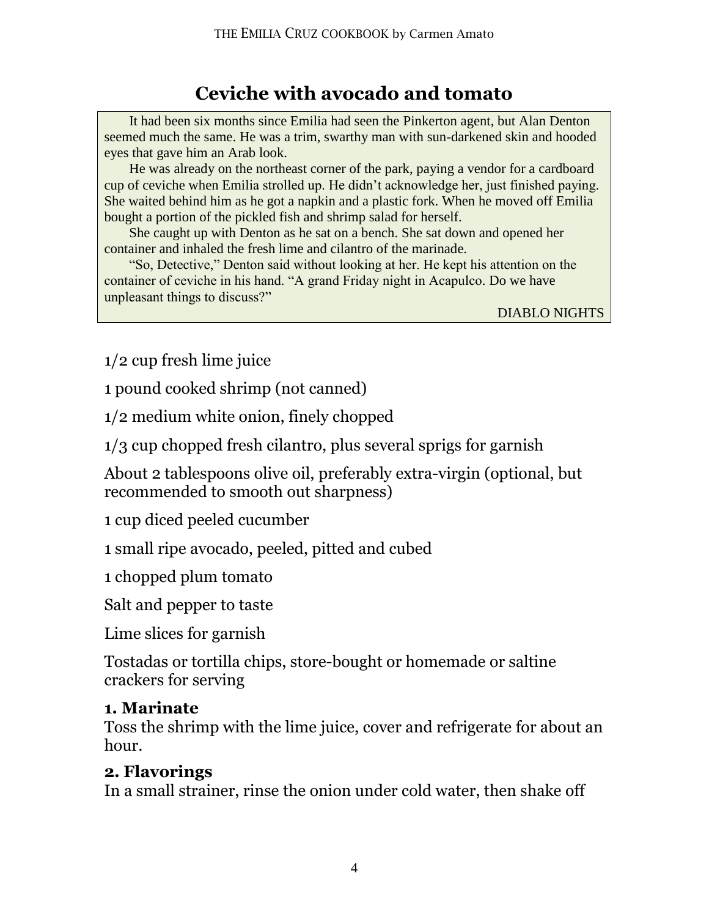# Ceviche with avocado and tomato

> It had been six months since Emilia had seen the Pinkerton agent, but Alan Denton seemed much the same. He was a trim, swarthy man with sun-darkened skin and hooded eyes that gave him an Arab look.
>
> He was already on the northeast corner of the park, paying a vendor for a cardboard cup of ceviche when Emilia strolled up. He didn't acknowledge her, just finished paying. She waited behind him as he got a napkin and a plastic fork. When he moved off Emilia bought a portion of the pickled fish and shrimp salad for herself.
>
> She caught up with Denton as he sat on a bench. She sat down and opened her container and inhaled the fresh lime and cilantro of the marinade.
>
> "So, Detective," Denton said without looking at her. He kept his attention on the container of ceviche in his hand. "A grand Friday night in Acapulco. Do we have unpleasant things to discuss?"
>
> DIABLO NIGHTS

1/2 cup fresh lime juice

1 pound cooked shrimp (not canned)

1/2 medium white onion, finely chopped

1/3 cup chopped fresh cilantro, plus several sprigs for garnish

About 2 tablespoons olive oil, preferably extra-virgin (optional, but recommended to smooth out sharpness)

1 cup diced peeled cucumber

1 small ripe avocado, peeled, pitted and cubed

1 chopped plum tomato

Salt and pepper to taste

Lime slices for garnish

Tostadas or tortilla chips, store-bought or homemade or saltine crackers for serving

**1. Marinate**

Toss the shrimp with the lime juice, cover and refrigerate for about an hour.

**2. Flavorings**

In a small strainer, rinse the onion under cold water, then shake off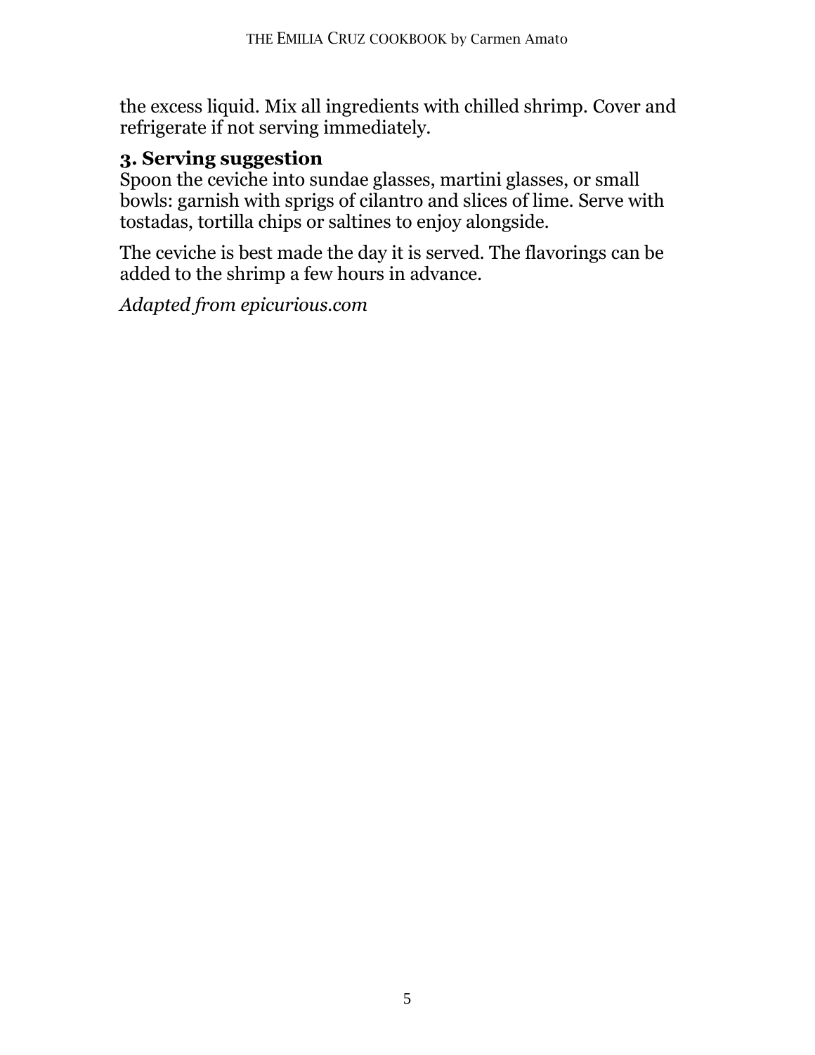the excess liquid. Mix all ingredients with chilled shrimp. Cover and refrigerate if not serving immediately.

### 3. Serving suggestion

Spoon the ceviche into sundae glasses, martini glasses, or small bowls: garnish with sprigs of cilantro and slices of lime. Serve with tostadas, tortilla chips or saltines to enjoy alongside.

The ceviche is best made the day it is served. The flavorings can be added to the shrimp a few hours in advance.

*Adapted from epicurious.com*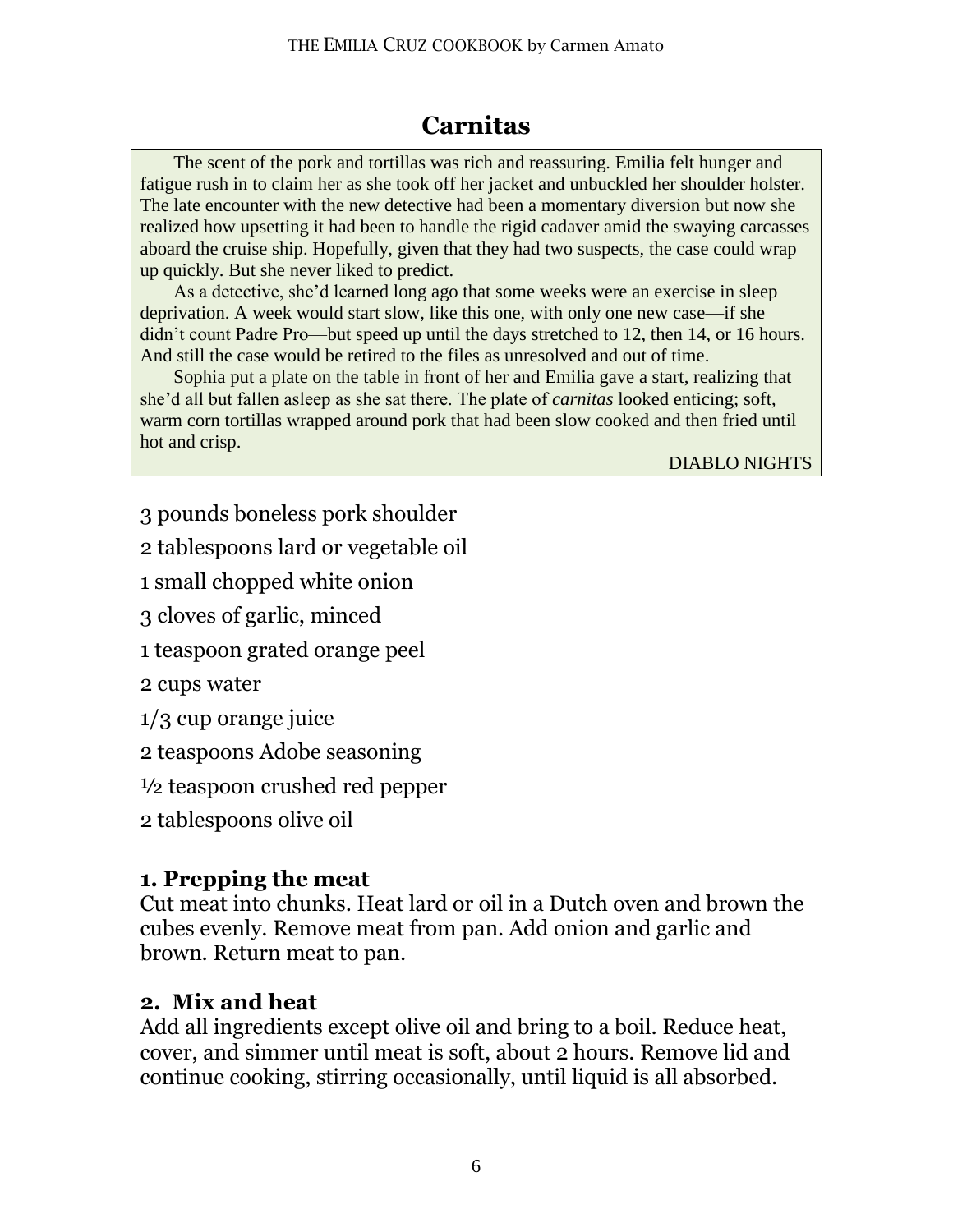# Carnitas

> The scent of the pork and tortillas was rich and reassuring. Emilia felt hunger and fatigue rush in to claim her as she took off her jacket and unbuckled her shoulder holster. The late encounter with the new detective had been a momentary diversion but now she realized how upsetting it had been to handle the rigid cadaver amid the swaying carcasses aboard the cruise ship. Hopefully, given that they had two suspects, the case could wrap up quickly. But she never liked to predict.
>
> As a detective, she'd learned long ago that some weeks were an exercise in sleep deprivation. A week would start slow, like this one, with only one new case—if she didn't count Padre Pro—but speed up until the days stretched to 12, then 14, or 16 hours. And still the case would be retired to the files as unresolved and out of time.
>
> Sophia put a plate on the table in front of her and Emilia gave a start, realizing that she'd all but fallen asleep as she sat there. The plate of *carnitas* looked enticing; soft, warm corn tortillas wrapped around pork that had been slow cooked and then fried until hot and crisp.
>
> DIABLO NIGHTS

3 pounds boneless pork shoulder

2 tablespoons lard or vegetable oil

1 small chopped white onion

3 cloves of garlic, minced

1 teaspoon grated orange peel

2 cups water

1/3 cup orange juice

2 teaspoons Adobe seasoning

½ teaspoon crushed red pepper

2 tablespoons olive oil

**1. Prepping the meat**
Cut meat into chunks. Heat lard or oil in a Dutch oven and brown the cubes evenly. Remove meat from pan. Add onion and garlic and brown. Return meat to pan.

**2. Mix and heat**
Add all ingredients except olive oil and bring to a boil. Reduce heat, cover, and simmer until meat is soft, about 2 hours. Remove lid and continue cooking, stirring occasionally, until liquid is all absorbed.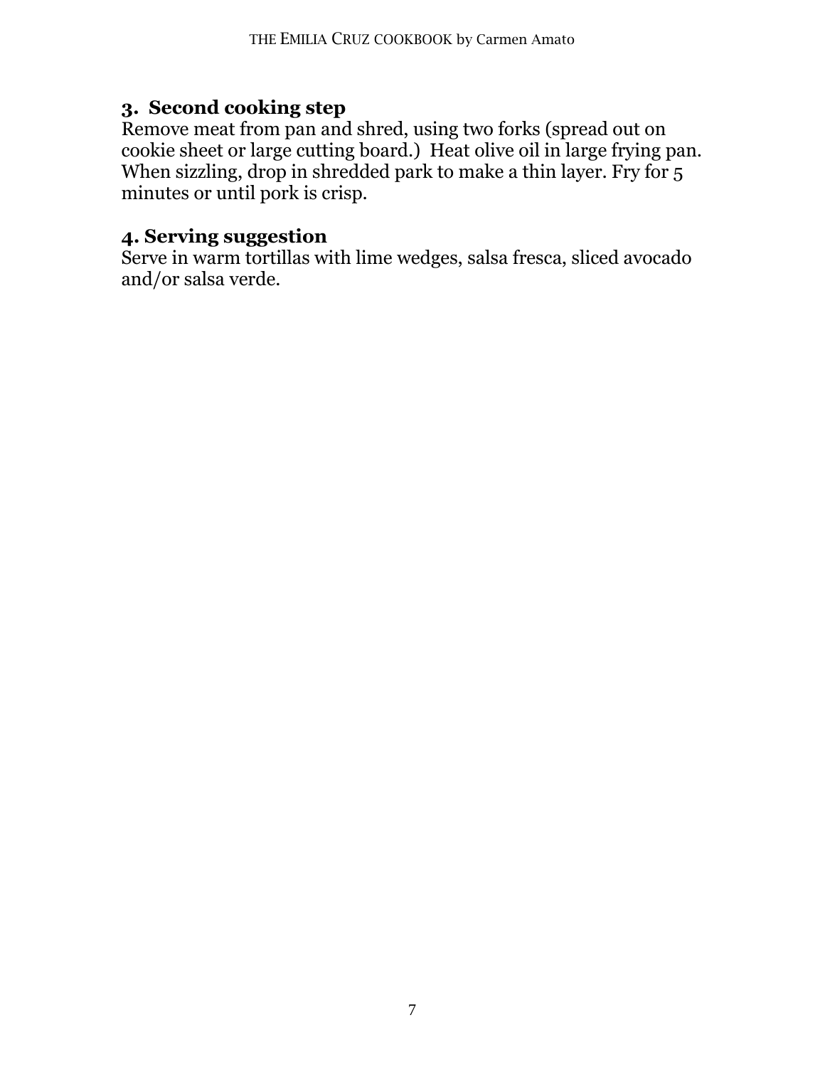### 3. Second cooking step

Remove meat from pan and shred, using two forks (spread out on cookie sheet or large cutting board.) Heat olive oil in large frying pan. When sizzling, drop in shredded park to make a thin layer. Fry for 5 minutes or until pork is crisp.

### 4. Serving suggestion

Serve in warm tortillas with lime wedges, salsa fresca, sliced avocado and/or salsa verde.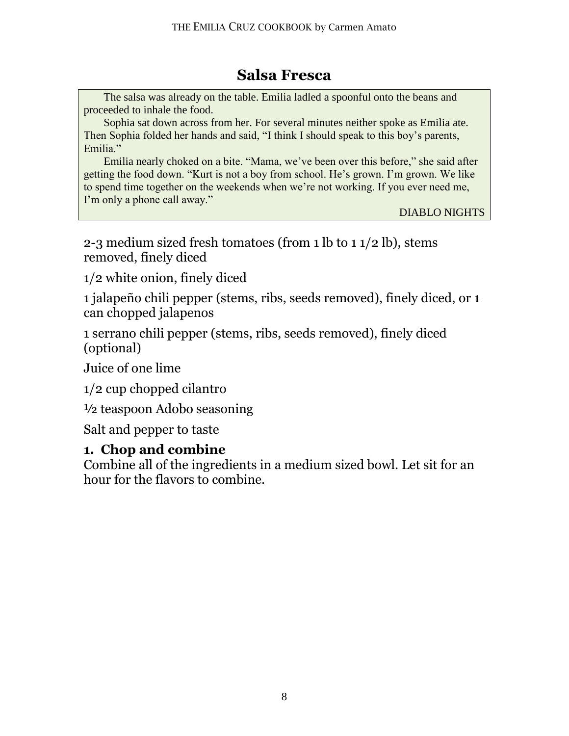# Salsa Fresca

> The salsa was already on the table. Emilia ladled a spoonful onto the beans and proceeded to inhale the food.
>
> Sophia sat down across from her. For several minutes neither spoke as Emilia ate. Then Sophia folded her hands and said, "I think I should speak to this boy's parents, Emilia."
>
> Emilia nearly choked on a bite. "Mama, we've been over this before," she said after getting the food down. "Kurt is not a boy from school. He's grown. I'm grown. We like to spend time together on the weekends when we're not working. If you ever need me, I'm only a phone call away."
>
> DIABLO NIGHTS

2-3 medium sized fresh tomatoes (from 1 lb to 1 1/2 lb), stems removed, finely diced

1/2 white onion, finely diced

1 jalapeño chili pepper (stems, ribs, seeds removed), finely diced, or 1 can chopped jalapenos

1 serrano chili pepper (stems, ribs, seeds removed), finely diced (optional)

Juice of one lime

1/2 cup chopped cilantro

½ teaspoon Adobo seasoning

Salt and pepper to taste

### 1. Chop and combine

Combine all of the ingredients in a medium sized bowl. Let sit for an hour for the flavors to combine.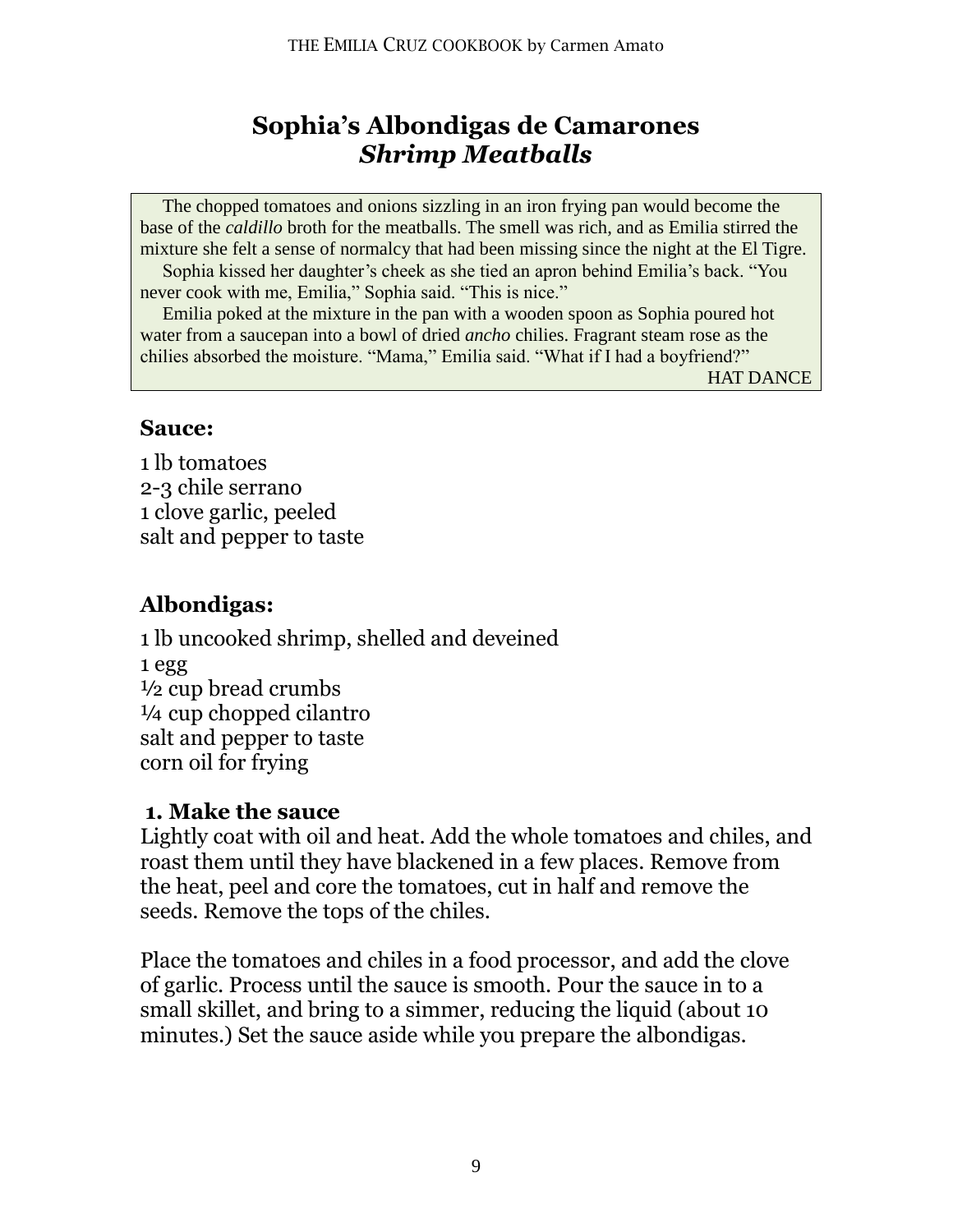# Sophia's Albondigas de Camarones
## *Shrimp Meatballs*

> The chopped tomatoes and onions sizzling in an iron frying pan would become the base of the *caldillo* broth for the meatballs. The smell was rich, and as Emilia stirred the mixture she felt a sense of normalcy that had been missing since the night at the El Tigre.
>
> Sophia kissed her daughter's cheek as she tied an apron behind Emilia's back. "You never cook with me, Emilia," Sophia said. "This is nice."
>
> Emilia poked at the mixture in the pan with a wooden spoon as Sophia poured hot water from a saucepan into a bowl of dried *ancho* chilies. Fragrant steam rose as the chilies absorbed the moisture. "Mama," Emilia said. "What if I had a boyfriend?"
>
> HAT DANCE

### Sauce:

1 lb tomatoes
2-3 chile serrano
1 clove garlic, peeled
salt and pepper to taste

### Albondigas:

1 lb uncooked shrimp, shelled and deveined
1 egg
½ cup bread crumbs
¼ cup chopped cilantro
salt and pepper to taste
corn oil for frying

**1. Make the sauce**

Lightly coat with oil and heat. Add the whole tomatoes and chiles, and roast them until they have blackened in a few places. Remove from the heat, peel and core the tomatoes, cut in half and remove the seeds. Remove the tops of the chiles.

Place the tomatoes and chiles in a food processor, and add the clove of garlic. Process until the sauce is smooth. Pour the sauce in to a small skillet, and bring to a simmer, reducing the liquid (about 10 minutes.) Set the sauce aside while you prepare the albondigas.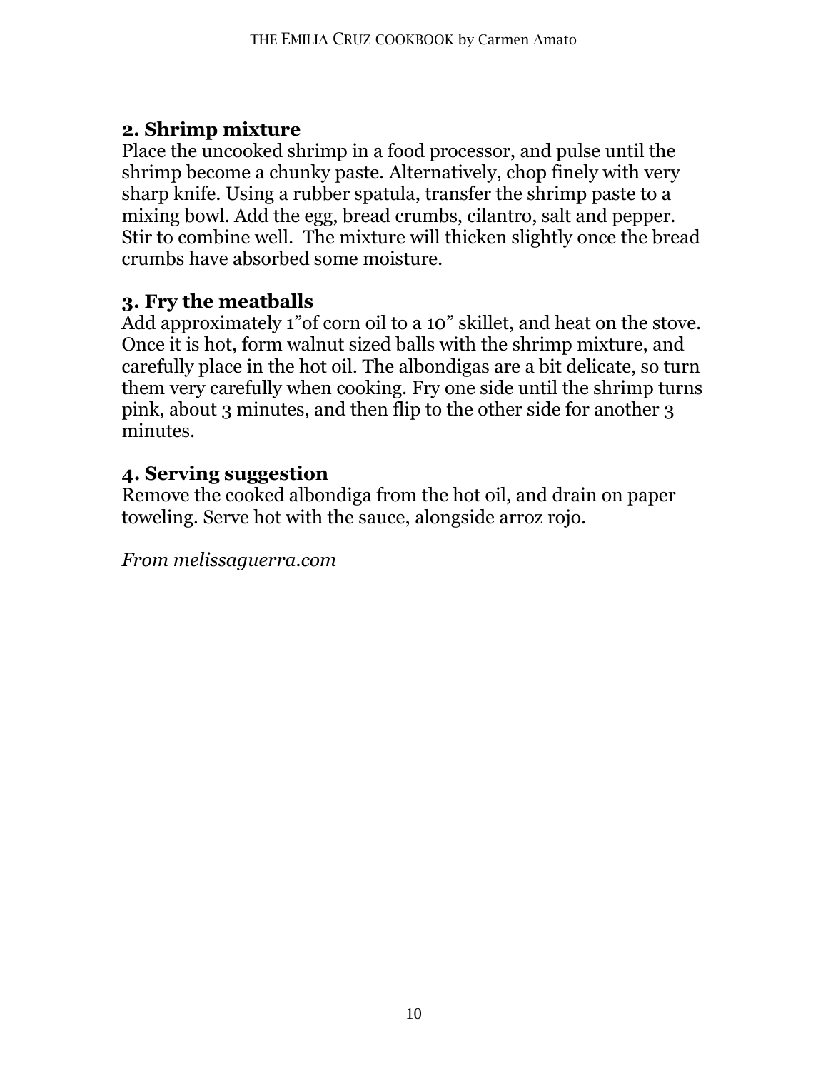## 2. Shrimp mixture

Place the uncooked shrimp in a food processor, and pulse until the shrimp become a chunky paste. Alternatively, chop finely with very sharp knife. Using a rubber spatula, transfer the shrimp paste to a mixing bowl. Add the egg, bread crumbs, cilantro, salt and pepper. Stir to combine well. The mixture will thicken slightly once the bread crumbs have absorbed some moisture.

## 3. Fry the meatballs

Add approximately 1"of corn oil to a 10" skillet, and heat on the stove. Once it is hot, form walnut sized balls with the shrimp mixture, and carefully place in the hot oil. The albondigas are a bit delicate, so turn them very carefully when cooking. Fry one side until the shrimp turns pink, about 3 minutes, and then flip to the other side for another 3 minutes.

## 4. Serving suggestion

Remove the cooked albondiga from the hot oil, and drain on paper toweling. Serve hot with the sauce, alongside arroz rojo.

*From melissaguerra.com*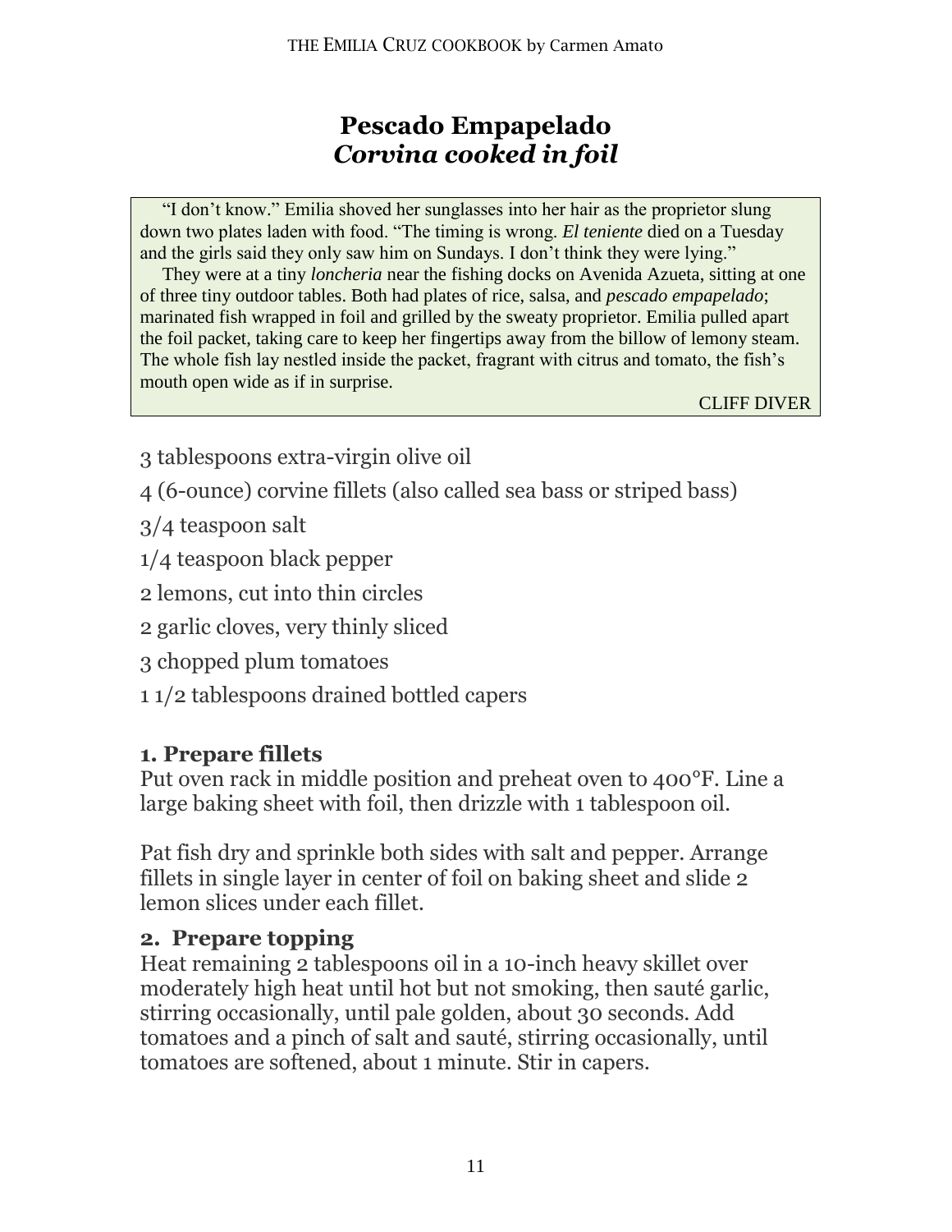# Pescado Empapelado
## *Corvina cooked in foil*

> "I don't know." Emilia shoved her sunglasses into her hair as the proprietor slung down two plates laden with food. "The timing is wrong. *El teniente* died on a Tuesday and the girls said they only saw him on Sundays. I don't think they were lying."
>
> They were at a tiny *loncheria* near the fishing docks on Avenida Azueta, sitting at one of three tiny outdoor tables. Both had plates of rice, salsa, and *pescado empapelado*; marinated fish wrapped in foil and grilled by the sweaty proprietor. Emilia pulled apart the foil packet, taking care to keep her fingertips away from the billow of lemony steam. The whole fish lay nestled inside the packet, fragrant with citrus and tomato, the fish's mouth open wide as if in surprise.
>
> CLIFF DIVER

3 tablespoons extra-virgin olive oil

4 (6-ounce) corvine fillets (also called sea bass or striped bass)

3/4 teaspoon salt

1/4 teaspoon black pepper

2 lemons, cut into thin circles

2 garlic cloves, very thinly sliced

3 chopped plum tomatoes

1 1/2 tablespoons drained bottled capers

### 1. Prepare fillets

Put oven rack in middle position and preheat oven to 400°F. Line a large baking sheet with foil, then drizzle with 1 tablespoon oil.

Pat fish dry and sprinkle both sides with salt and pepper. Arrange fillets in single layer in center of foil on baking sheet and slide 2 lemon slices under each fillet.

### 2. Prepare topping

Heat remaining 2 tablespoons oil in a 10-inch heavy skillet over moderately high heat until hot but not smoking, then sauté garlic, stirring occasionally, until pale golden, about 30 seconds. Add tomatoes and a pinch of salt and sauté, stirring occasionally, until tomatoes are softened, about 1 minute. Stir in capers.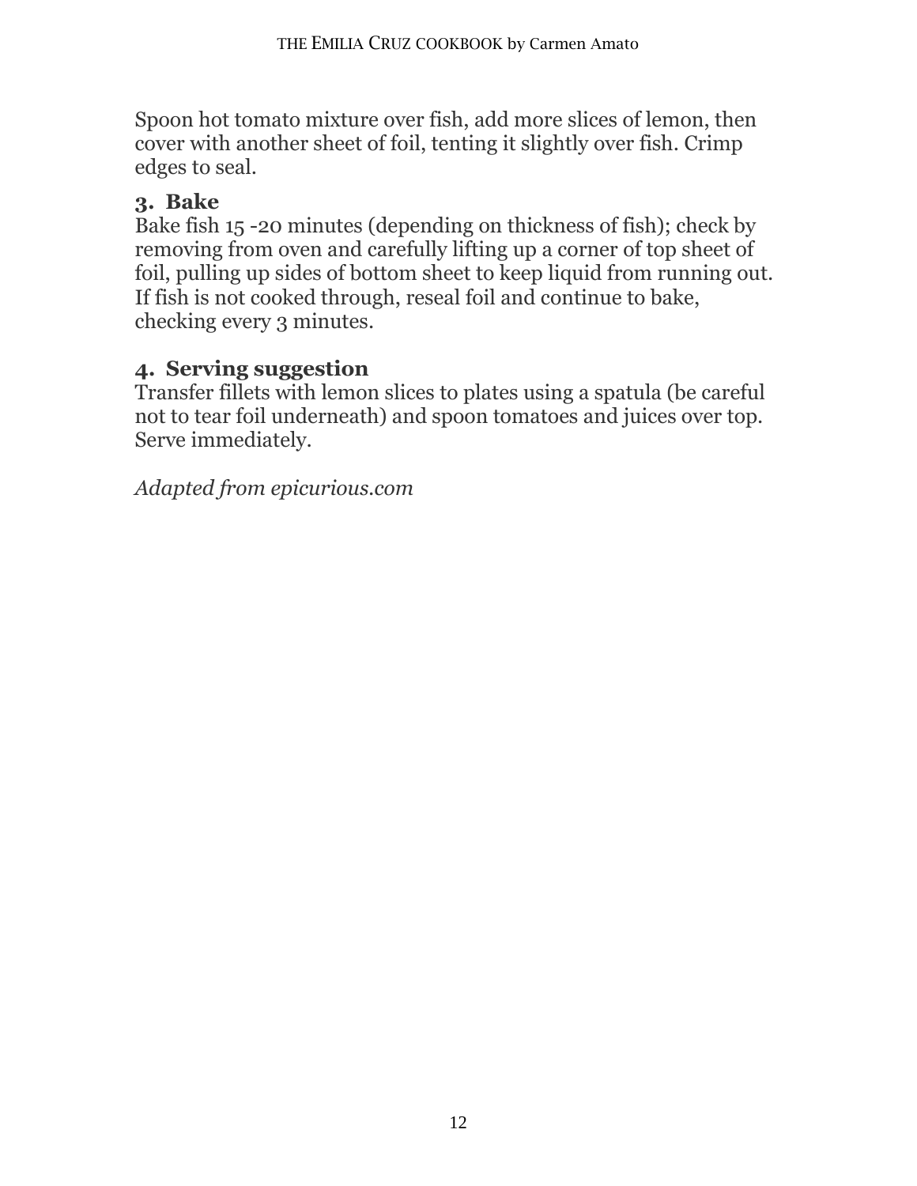Spoon hot tomato mixture over fish, add more slices of lemon, then cover with another sheet of foil, tenting it slightly over fish. Crimp edges to seal.

### 3. Bake

Bake fish 15 -20 minutes (depending on thickness of fish); check by removing from oven and carefully lifting up a corner of top sheet of foil, pulling up sides of bottom sheet to keep liquid from running out. If fish is not cooked through, reseal foil and continue to bake, checking every 3 minutes.

### 4. Serving suggestion

Transfer fillets with lemon slices to plates using a spatula (be careful not to tear foil underneath) and spoon tomatoes and juices over top. Serve immediately.

*Adapted from epicurious.com*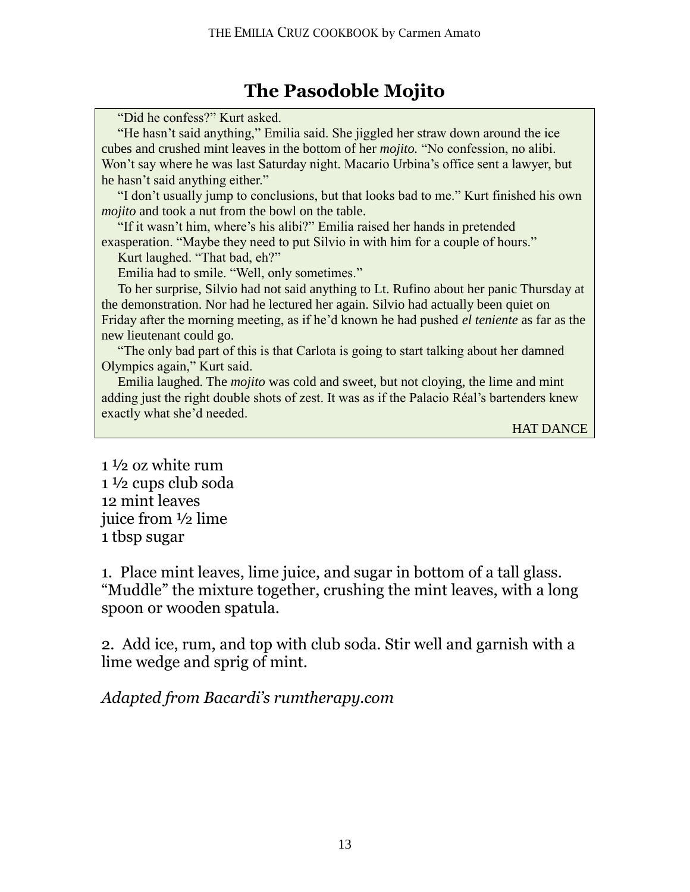# The Pasodoble Mojito

> “Did he confess?” Kurt asked.
>
> “He hasn’t said anything,” Emilia said. She jiggled her straw down around the ice cubes and crushed mint leaves in the bottom of her *mojito*. “No confession, no alibi. Won’t say where he was last Saturday night. Macario Urbina’s office sent a lawyer, but he hasn’t said anything either.”
>
> “I don’t usually jump to conclusions, but that looks bad to me.” Kurt finished his own *mojito* and took a nut from the bowl on the table.
>
> “If it wasn’t him, where’s his alibi?” Emilia raised her hands in pretended exasperation. “Maybe they need to put Silvio in with him for a couple of hours.”
>
> Kurt laughed. “That bad, eh?”
>
> Emilia had to smile. “Well, only sometimes.”
>
> To her surprise, Silvio had not said anything to Lt. Rufino about her panic Thursday at the demonstration. Nor had he lectured her again. Silvio had actually been quiet on Friday after the morning meeting, as if he’d known he had pushed *el teniente* as far as the new lieutenant could go.
>
> “The only bad part of this is that Carlota is going to start talking about her damned Olympics again,” Kurt said.
>
> Emilia laughed. The *mojito* was cold and sweet, but not cloying, the lime and mint adding just the right double shots of zest. It was as if the Palacio Réal’s bartenders knew exactly what she’d needed.
>
> HAT DANCE

1 ½ oz white rum
1 ½ cups club soda
12 mint leaves
juice from ½ lime
1 tbsp sugar

1. Place mint leaves, lime juice, and sugar in bottom of a tall glass. “Muddle” the mixture together, crushing the mint leaves, with a long spoon or wooden spatula.

2. Add ice, rum, and top with club soda. Stir well and garnish with a lime wedge and sprig of mint.

*Adapted from Bacardi’s rumtherapy.com*